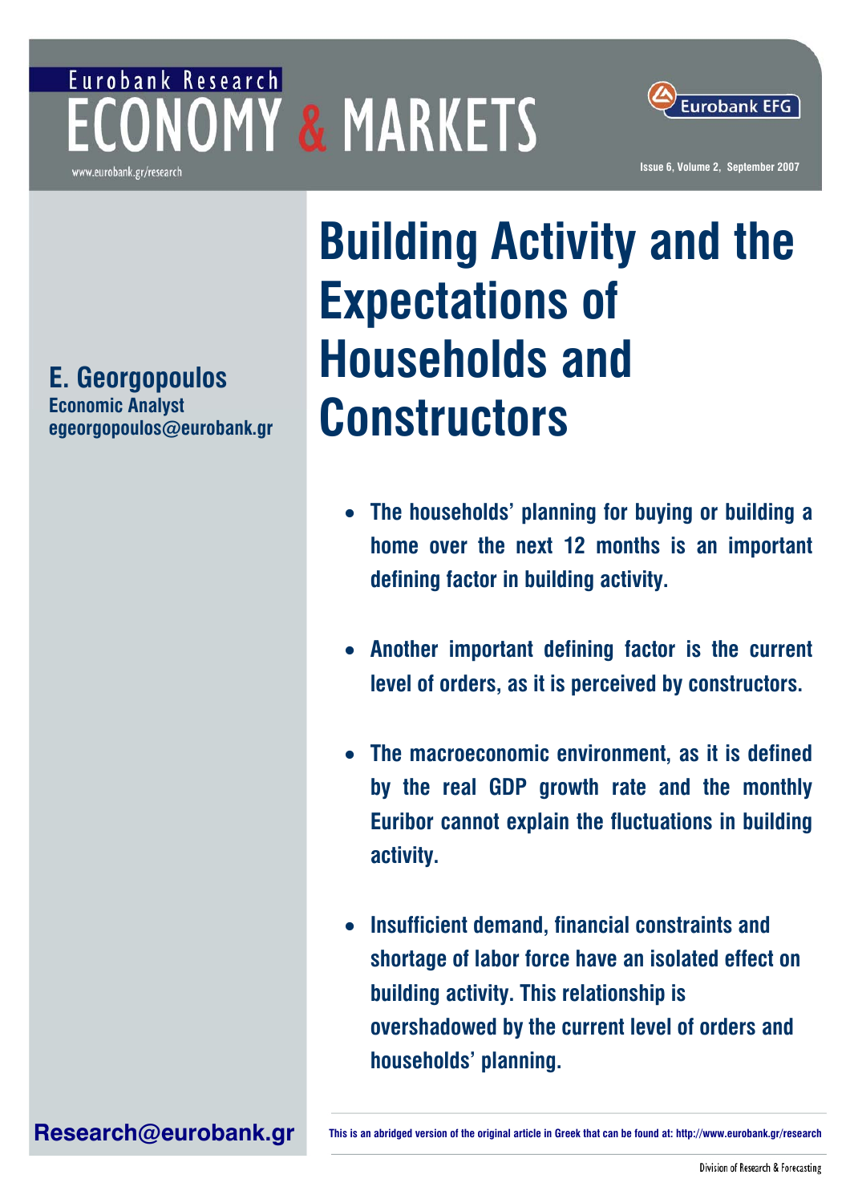Eurobank Research

# ECONOMY & MARKETS

www.eurobank.gr/research

Eurobank EFG

Issue 6, Volume 2, September 2007

**E. Georgopoulos**
**Economic Analyst**
**egeorgopoulos@eurobank.gr**

# Building Activity and the Expectations of Households and Constructors

- **The households' planning for buying or building a home over the next 12 months is an important defining factor in building activity.**
- **Another important defining factor is the current level of orders, as it is perceived by constructors.**
- **The macroeconomic environment, as it is defined by the real GDP growth rate and the monthly Euribor cannot explain the fluctuations in building activity.**
- **Insufficient demand, financial constraints and shortage of labor force have an isolated effect on building activity. This relationship is overshadowed by the current level of orders and households' planning.**

**Research@eurobank.gr**

This is an abridged version of the original article in Greek that can be found at: http://www.eurobank.gr/research

Division of Research & Forecasting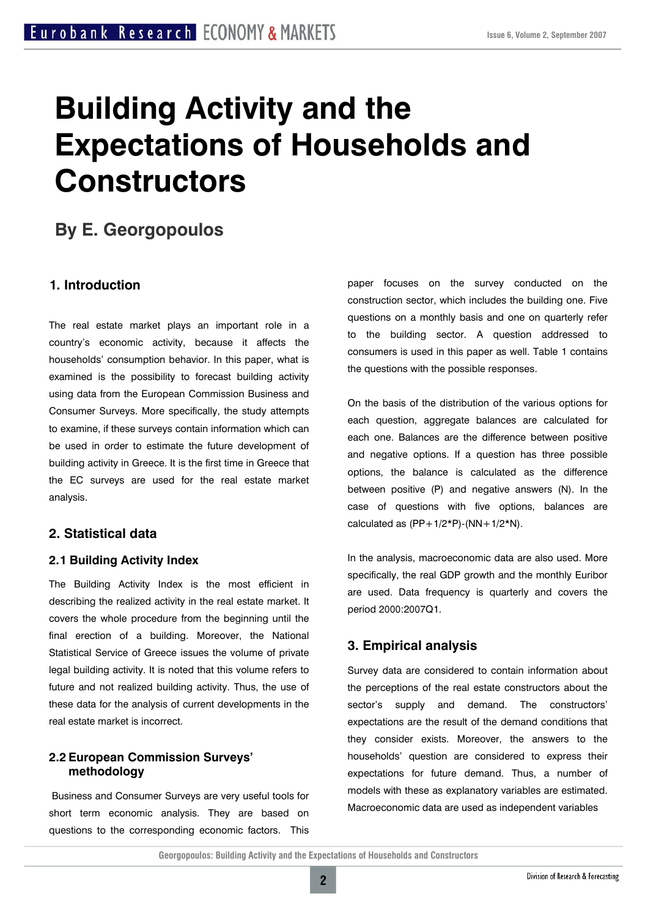# Building Activity and the Expectations of Households and Constructors

## By E. Georgopoulos

### 1. Introduction

The real estate market plays an important role in a country's economic activity, because it affects the households' consumption behavior. In this paper, what is examined is the possibility to forecast building activity using data from the European Commission Business and Consumer Surveys. More specifically, the study attempts to examine, if these surveys contain information which can be used in order to estimate the future development of building activity in Greece. It is the first time in Greece that the EC surveys are used for the real estate market analysis.

### 2. Statistical data

#### 2.1 Building Activity Index

The Building Activity Index is the most efficient in describing the realized activity in the real estate market. It covers the whole procedure from the beginning until the final erection of a building. Moreover, the National Statistical Service of Greece issues the volume of private legal building activity. It is noted that this volume refers to future and not realized building activity. Thus, the use of these data for the analysis of current developments in the real estate market is incorrect.

#### 2.2 European Commission Surveys' methodology

Business and Consumer Surveys are very useful tools for short term economic analysis. They are based on questions to the corresponding economic factors. This paper focuses on the survey conducted on the construction sector, which includes the building one. Five questions on a monthly basis and one on quarterly refer to the building sector. A question addressed to consumers is used in this paper as well. Table 1 contains the questions with the possible responses.

On the basis of the distribution of the various options for each question, aggregate balances are calculated for each one. Balances are the difference between positive and negative options. If a question has three possible options, the balance is calculated as the difference between positive (P) and negative answers (N). In the case of questions with five options, balances are calculated as $(PP+1/2*P)-(NN+1/2*N)$.

In the analysis, macroeconomic data are also used. More specifically, the real GDP growth and the monthly Euribor are used. Data frequency is quarterly and covers the period 2000:2007Q1.

### 3. Empirical analysis

Survey data are considered to contain information about the perceptions of the real estate constructors about the sector's supply and demand. The constructors' expectations are the result of the demand conditions that they consider exists. Moreover, the answers to the households' question are considered to express their expectations for future demand. Thus, a number of models with these as explanatory variables are estimated. Macroeconomic data are used as independent variables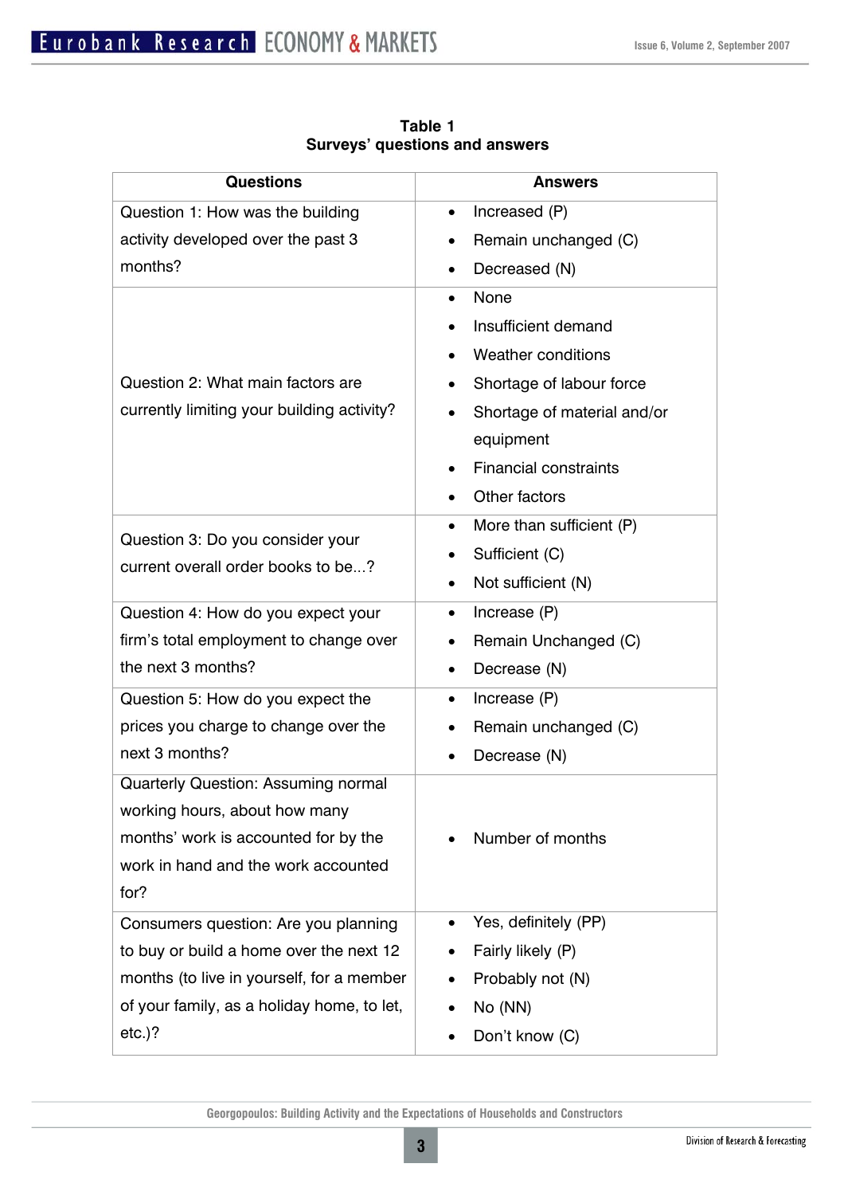**Table 1**
**Surveys' questions and answers**

| Questions | Answers |
|---|---|
| Question 1: How was the building activity developed over the past 3 months? | • Increased (P)<br>• Remain unchanged (C)<br>• Decreased (N) |
| Question 2: What main factors are currently limiting your building activity? | • None<br>• Insufficient demand<br>• Weather conditions<br>• Shortage of labour force<br>• Shortage of material and/or equipment<br>• Financial constraints<br>• Other factors |
| Question 3: Do you consider your current overall order books to be...? | • More than sufficient (P)<br>• Sufficient (C)<br>• Not sufficient (N) |
| Question 4: How do you expect your firm's total employment to change over the next 3 months? | • Increase (P)<br>• Remain Unchanged (C)<br>• Decrease (N) |
| Question 5: How do you expect the prices you charge to change over the next 3 months? | • Increase (P)<br>• Remain unchanged (C)<br>• Decrease (N) |
| Quarterly Question: Assuming normal working hours, about how many months' work is accounted for by the work in hand and the work accounted for? | • Number of months |
| Consumers question: Are you planning to buy or build a home over the next 12 months (to live in yourself, for a member of your family, as a holiday home, to let, etc.)? | • Yes, definitely (PP)<br>• Fairly likely (P)<br>• Probably not (N)<br>• No (NN)<br>• Don't know (C) |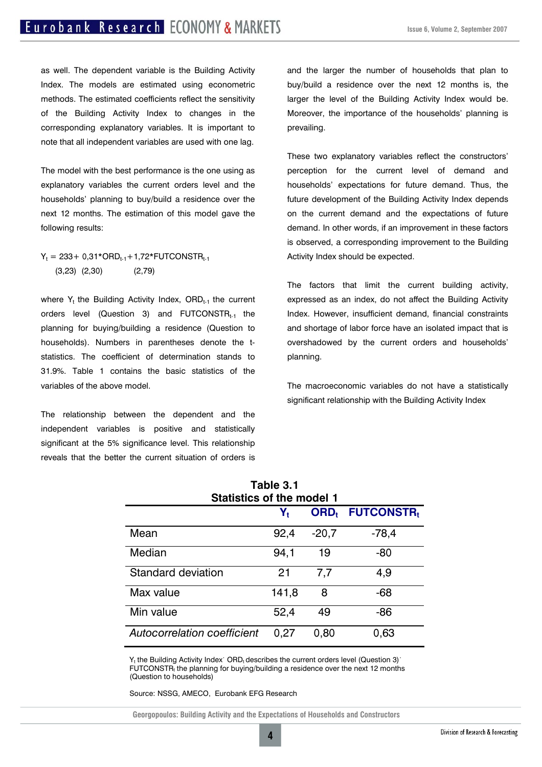as well. The dependent variable is the Building Activity Index. The models are estimated using econometric methods. The estimated coefficients reflect the sensitivity of the Building Activity Index to changes in the corresponding explanatory variables. It is important to note that all independent variables are used with one lag.

The model with the best performance is the one using as explanatory variables the current orders level and the households' planning to buy/build a residence over the next 12 months. The estimation of this model gave the following results:

$$Y_t = 233 + 0{,}31 * ORD_{t-1} + 1{,}72 * FUTCONSTR_{t-1}$$
$$(3{,}23) \quad (2{,}30) \qquad (2{,}79)$$

where $Y_t$ the Building Activity Index, $ORD_{t-1}$ the current orders level (Question 3) and $FUTCONSTR_{t-1}$ the planning for buying/building a residence (Question to households). Numbers in parentheses denote the t-statistics. The coefficient of determination stands to 31.9%. Table 1 contains the basic statistics of the variables of the above model.

The relationship between the dependent and the independent variables is positive and statistically significant at the 5% significance level. This relationship reveals that the better the current situation of orders is and the larger the number of households that plan to buy/build a residence over the next 12 months is, the larger the level of the Building Activity Index would be. Moreover, the importance of the households' planning is prevailing.

These two explanatory variables reflect the constructors' perception for the current level of demand and households' expectations for future demand. Thus, the future development of the Building Activity Index depends on the current demand and the expectations of future demand. In other words, if an improvement in these factors is observed, a corresponding improvement to the Building Activity Index should be expected.

The factors that limit the current building activity, expressed as an index, do not affect the Building Activity Index. However, insufficient demand, financial constraints and shortage of labor force have an isolated impact that is overshadowed by the current orders and households' planning.

The macroeconomic variables do not have a statistically significant relationship with the Building Activity Index

**Table 3.1**
**Statistics of the model 1**

| | $Y_t$ | $ORD_t$ | $FUTCONSTR_t$ |
|---|---|---|---|
| Mean | 92,4 | -20,7 | -78,4 |
| Median | 94,1 | 19 | -80 |
| Standard deviation | 21 | 7,7 | 4,9 |
| Max value | 141,8 | 8 | -68 |
| Min value | 52,4 | 49 | -86 |
| *Autocorrelation coefficient* | 0,27 | 0,80 | 0,63 |

$Y_t$ the Building Activity Index· $ORD_t$ describes the current orders level (Question 3)· $FUTCONSTR_t$ the planning for buying/building a residence over the next 12 months (Question to households)

Source: NSSG, AMECO, Eurobank EFG Research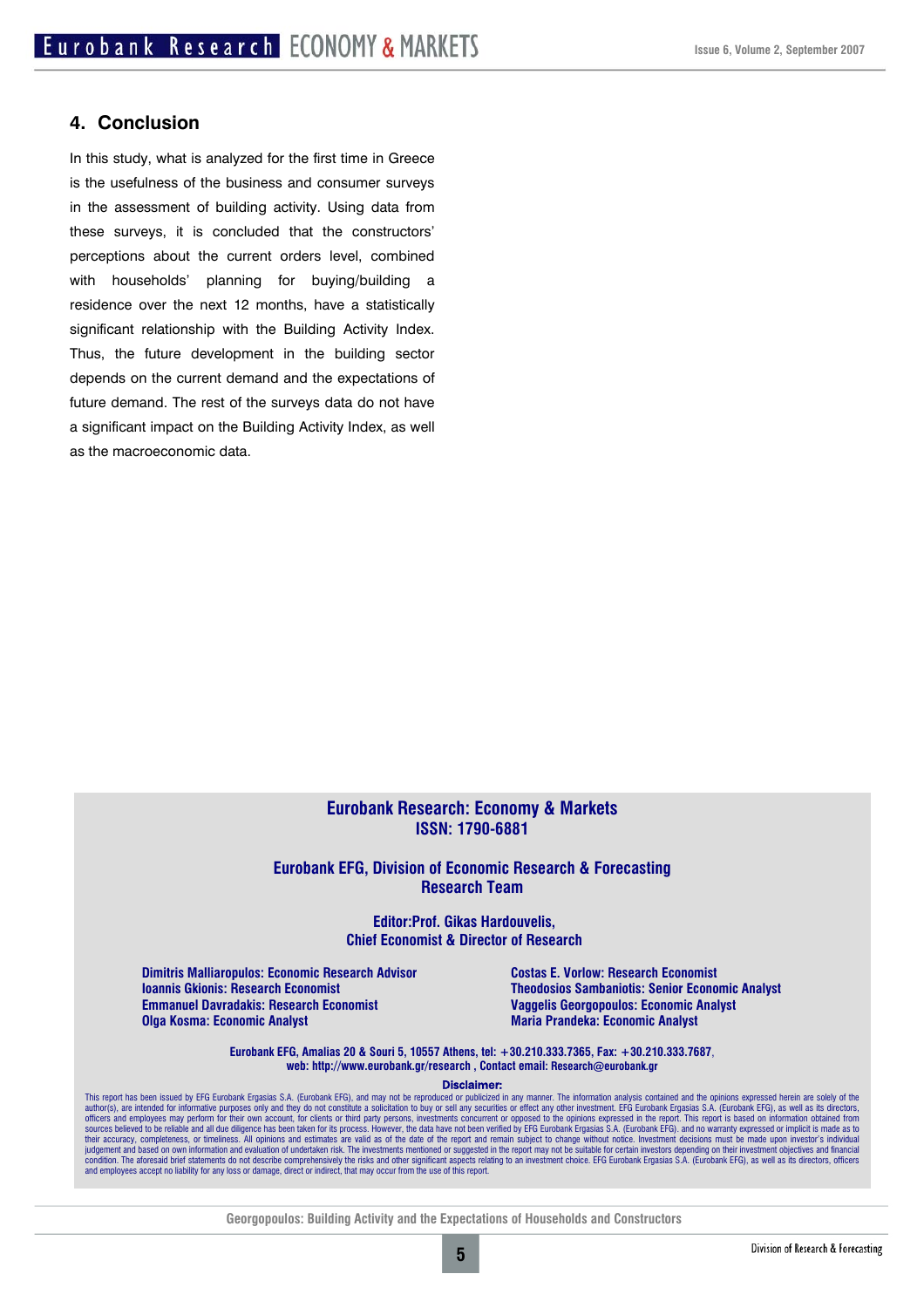## 4. Conclusion

In this study, what is analyzed for the first time in Greece is the usefulness of the business and consumer surveys in the assessment of building activity. Using data from these surveys, it is concluded that the constructors' perceptions about the current orders level, combined with households' planning for buying/building a residence over the next 12 months, have a statistically significant relationship with the Building Activity Index. Thus, the future development in the building sector depends on the current demand and the expectations of future demand. The rest of the surveys data do not have a significant impact on the Building Activity Index, as well as the macroeconomic data.

**Eurobank Research: Economy & Markets**
**ISSN: 1790-6881**

**Eurobank EFG, Division of Economic Research & Forecasting**
**Research Team**

**Editor:Prof. Gikas Hardouvelis,**
**Chief Economist & Director of Research**

**Dimitris Malliaropulos: Economic Research Advisor**
**Ioannis Gkionis: Research Economist**
**Emmanuel Davradakis: Research Economist**
**Olga Kosma: Economic Analyst**
**Costas E. Vorlow: Research Economist**
**Theodosios Sambaniotis: Senior Economic Analyst**
**Vaggelis Georgopoulos: Economic Analyst**
**Maria Prandeka: Economic Analyst**

**Eurobank EFG, Amalias 20 & Souri 5, 10557 Athens, tel: +30.210.333.7365, Fax: +30.210.333.7687,**
**web: http://www.eurobank.gr/research , Contact email: Research@eurobank.gr**

**Disclaimer:**

This report has been issued by EFG Eurobank Ergasias S.A. (Eurobank EFG), and may not be reproduced or publicized in any manner. The information analysis contained and the opinions expressed herein are solely of the author(s), are intended for informative purposes only and they do not constitute a solicitation to buy or sell any securities or effect any other investment. EFG Eurobank Ergasias S.A. (Eurobank EFG), as well as its directors, officers and employees may perform for their own account, for clients or third party persons, investments concurrent or opposed to the opinions expressed in the report. This report is based on information obtained from sources believed to be reliable and all due diligence has been taken for its process. However, the data have not been verified by EFG Eurobank Ergasias S.A. (Eurobank EFG). and no warranty expressed or implicit is made as to their accuracy, completeness, or timeliness. All opinions and estimates are valid as of the date of the report and remain subject to change without notice. Investment decisions must be made upon investor's individual judgement and based on own information and evaluation of undertaken risk. The investments mentioned or suggested in the report may not be suitable for certain investors depending on their investment objectives and financial condition. The aforesaid brief statements do not describe comprehensively the risks and other significant aspects relating to an investment choice. EFG Eurobank Ergasias S.A. (Eurobank EFG), as well as its directors, officers and employees accept no liability for any loss or damage, direct or indirect, that may occur from the use of this report.